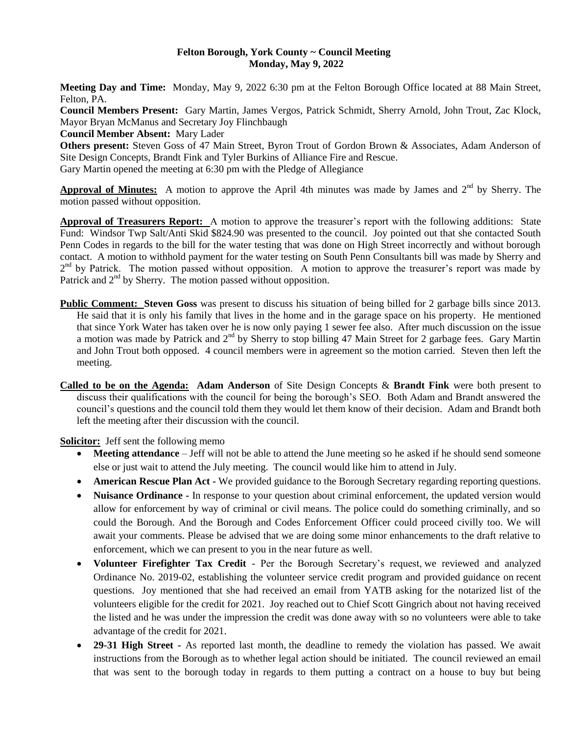**Felton Borough, York County ~ Council Meeting**
**Monday, May 9, 2022**

**Meeting Day and Time:** Monday, May 9, 2022 6:30 pm at the Felton Borough Office located at 88 Main Street, Felton, PA.

**Council Members Present:** Gary Martin, James Vergos, Patrick Schmidt, Sherry Arnold, John Trout, Zac Klock, Mayor Bryan McManus and Secretary Joy Flinchbaugh

**Council Member Absent:** Mary Lader

**Others present:** Steven Goss of 47 Main Street, Byron Trout of Gordon Brown & Associates, Adam Anderson of Site Design Concepts, Brandt Fink and Tyler Burkins of Alliance Fire and Rescue.

Gary Martin opened the meeting at 6:30 pm with the Pledge of Allegiance

**Approval of Minutes:** A motion to approve the April 4th minutes was made by James and 2nd by Sherry. The motion passed without opposition.

**Approval of Treasurers Report:** A motion to approve the treasurer's report with the following additions: State Fund: Windsor Twp Salt/Anti Skid $824.90 was presented to the council. Joy pointed out that she contacted South Penn Codes in regards to the bill for the water testing that was done on High Street incorrectly and without borough contact. A motion to withhold payment for the water testing on South Penn Consultants bill was made by Sherry and 2nd by Patrick. The motion passed without opposition. A motion to approve the treasurer's report was made by Patrick and 2nd by Sherry. The motion passed without opposition.

**Public Comment:** **Steven Goss** was present to discuss his situation of being billed for 2 garbage bills since 2013. He said that it is only his family that lives in the home and in the garage space on his property. He mentioned that since York Water has taken over he is now only paying 1 sewer fee also. After much discussion on the issue a motion was made by Patrick and 2nd by Sherry to stop billing 47 Main Street for 2 garbage fees. Gary Martin and John Trout both opposed. 4 council members were in agreement so the motion carried. Steven then left the meeting.

**Called to be on the Agenda:** **Adam Anderson** of Site Design Concepts & **Brandt Fink** were both present to discuss their qualifications with the council for being the borough's SEO. Both Adam and Brandt answered the council's questions and the council told them they would let them know of their decision. Adam and Brandt both left the meeting after their discussion with the council.

**Solicitor:** Jeff sent the following memo

- **Meeting attendance** – Jeff will not be able to attend the June meeting so he asked if he should send someone else or just wait to attend the July meeting. The council would like him to attend in July.
- **American Rescue Plan Act -** We provided guidance to the Borough Secretary regarding reporting questions.
- **Nuisance Ordinance -** In response to your question about criminal enforcement, the updated version would allow for enforcement by way of criminal or civil means. The police could do something criminally, and so could the Borough. And the Borough and Codes Enforcement Officer could proceed civilly too. We will await your comments. Please be advised that we are doing some minor enhancements to the draft relative to enforcement, which we can present to you in the near future as well.
- **Volunteer Firefighter Tax Credit** - Per the Borough Secretary's request, we reviewed and analyzed Ordinance No. 2019-02, establishing the volunteer service credit program and provided guidance on recent questions. Joy mentioned that she had received an email from YATB asking for the notarized list of the volunteers eligible for the credit for 2021. Joy reached out to Chief Scott Gingrich about not having received the listed and he was under the impression the credit was done away with so no volunteers were able to take advantage of the credit for 2021.
- **29-31 High Street -** As reported last month, the deadline to remedy the violation has passed. We await instructions from the Borough as to whether legal action should be initiated. The council reviewed an email that was sent to the borough today in regards to them putting a contract on a house to buy but being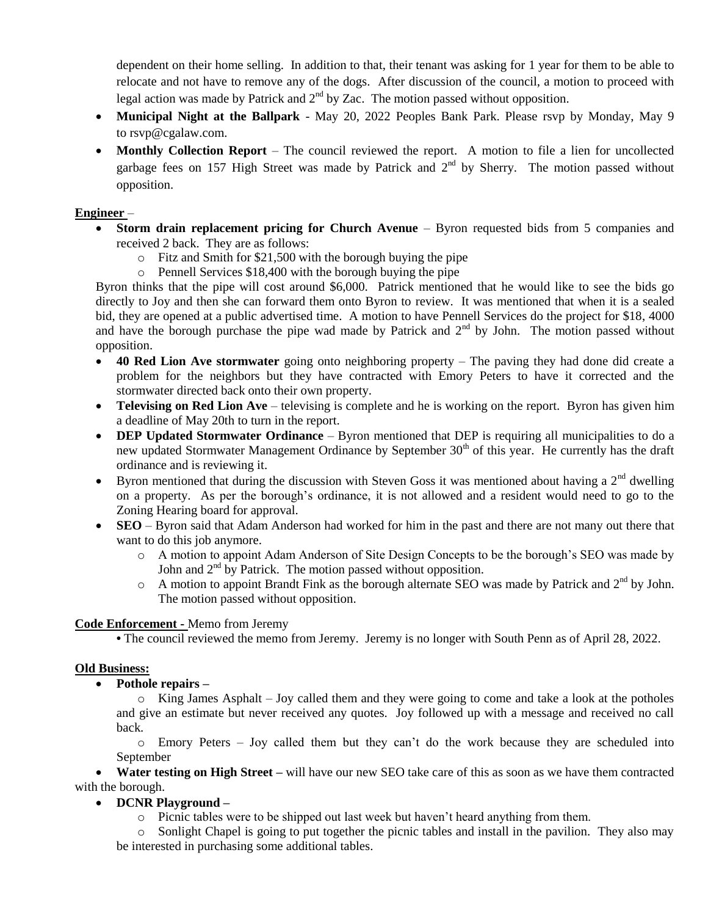dependent on their home selling. In addition to that, their tenant was asking for 1 year for them to be able to relocate and not have to remove any of the dogs. After discussion of the council, a motion to proceed with legal action was made by Patrick and 2nd by Zac. The motion passed without opposition.

- **Municipal Night at the Ballpark** - May 20, 2022 Peoples Bank Park. Please rsvp by Monday, May 9 to rsvp@cgalaw.com.
- **Monthly Collection Report** – The council reviewed the report. A motion to file a lien for uncollected garbage fees on 157 High Street was made by Patrick and 2nd by Sherry. The motion passed without opposition.

**Engineer** –

- **Storm drain replacement pricing for Church Avenue** – Byron requested bids from 5 companies and received 2 back. They are as follows:
    - Fitz and Smith for $21,500 with the borough buying the pipe
    - Pennell Services $18,400 with the borough buying the pipe

Byron thinks that the pipe will cost around $6,000. Patrick mentioned that he would like to see the bids go directly to Joy and then she can forward them onto Byron to review. It was mentioned that when it is a sealed bid, they are opened at a public advertised time. A motion to have Pennell Services do the project for $18, 4000 and have the borough purchase the pipe wad made by Patrick and 2nd by John. The motion passed without opposition.

- **40 Red Lion Ave stormwater** going onto neighboring property – The paving they had done did create a problem for the neighbors but they have contracted with Emory Peters to have it corrected and the stormwater directed back onto their own property.
- **Televising on Red Lion Ave** – televising is complete and he is working on the report. Byron has given him a deadline of May 20th to turn in the report.
- **DEP Updated Stormwater Ordinance** – Byron mentioned that DEP is requiring all municipalities to do a new updated Stormwater Management Ordinance by September 30th of this year. He currently has the draft ordinance and is reviewing it.
- Byron mentioned that during the discussion with Steven Goss it was mentioned about having a 2nd dwelling on a property. As per the borough's ordinance, it is not allowed and a resident would need to go to the Zoning Hearing board for approval.
- **SEO** – Byron said that Adam Anderson had worked for him in the past and there are not many out there that want to do this job anymore.
    - A motion to appoint Adam Anderson of Site Design Concepts to be the borough's SEO was made by John and 2nd by Patrick. The motion passed without opposition.
    - A motion to appoint Brandt Fink as the borough alternate SEO was made by Patrick and 2nd by John. The motion passed without opposition.

**Code Enforcement -** Memo from Jeremy

- The council reviewed the memo from Jeremy. Jeremy is no longer with South Penn as of April 28, 2022.

**Old Business:**

- **Pothole repairs –**
    - King James Asphalt – Joy called them and they were going to come and take a look at the potholes and give an estimate but never received any quotes. Joy followed up with a message and received no call back.
    - Emory Peters – Joy called them but they can't do the work because they are scheduled into September
- **Water testing on High Street –** will have our new SEO take care of this as soon as we have them contracted with the borough.
- **DCNR Playground –**
    - Picnic tables were to be shipped out last week but haven't heard anything from them.
    - Sonlight Chapel is going to put together the picnic tables and install in the pavilion. They also may be interested in purchasing some additional tables.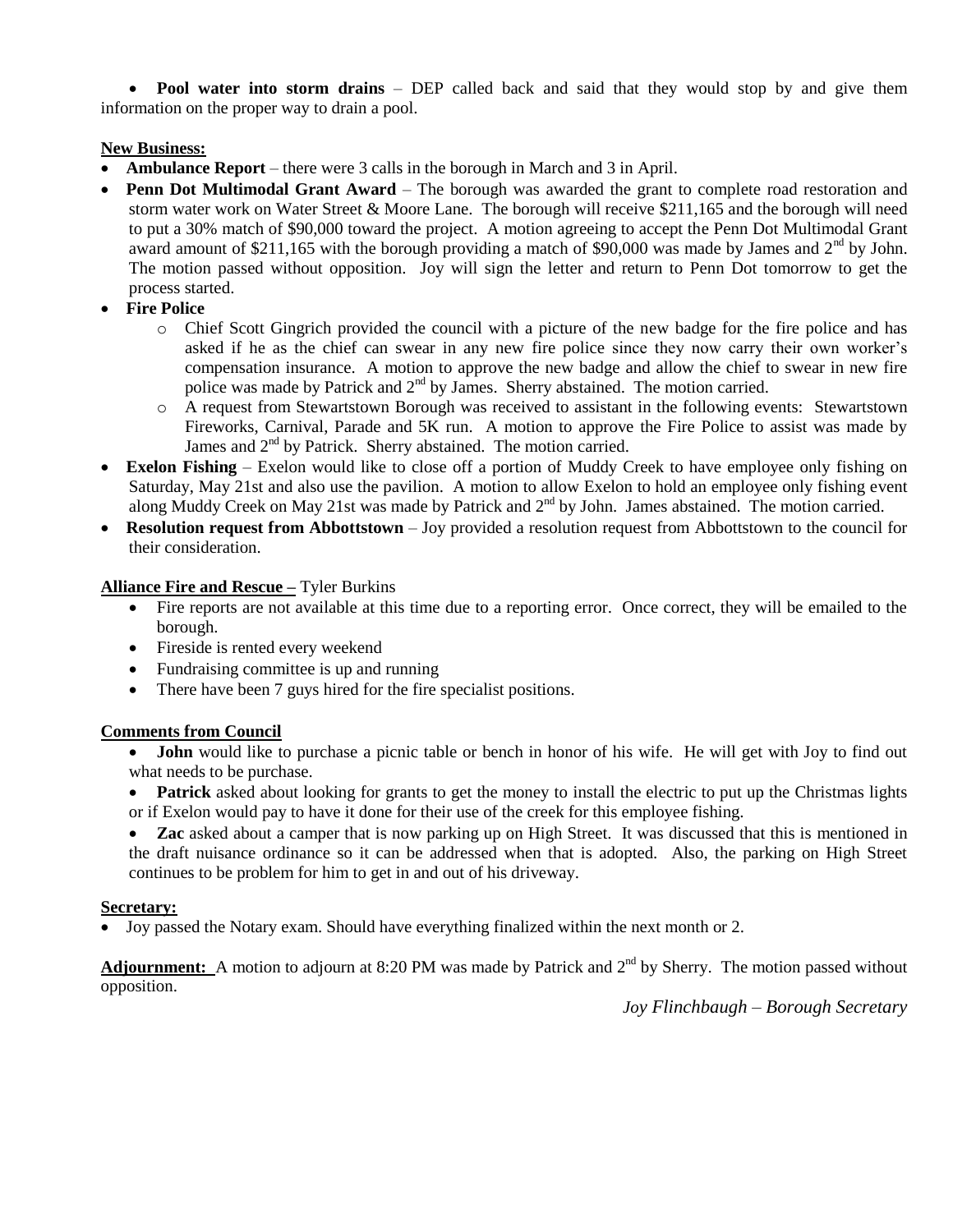- **Pool water into storm drains** – DEP called back and said that they would stop by and give them information on the proper way to drain a pool.

**New Business:**

- **Ambulance Report** – there were 3 calls in the borough in March and 3 in April.
- **Penn Dot Multimodal Grant Award** – The borough was awarded the grant to complete road restoration and storm water work on Water Street & Moore Lane. The borough will receive $211,165 and the borough will need to put a 30% match of $90,000 toward the project. A motion agreeing to accept the Penn Dot Multimodal Grant award amount of $211,165 with the borough providing a match of $90,000 was made by James and 2nd by John. The motion passed without opposition. Joy will sign the letter and return to Penn Dot tomorrow to get the process started.
- **Fire Police**
  - Chief Scott Gingrich provided the council with a picture of the new badge for the fire police and has asked if he as the chief can swear in any new fire police since they now carry their own worker's compensation insurance. A motion to approve the new badge and allow the chief to swear in new fire police was made by Patrick and 2nd by James. Sherry abstained. The motion carried.
  - A request from Stewartstown Borough was received to assistant in the following events: Stewartstown Fireworks, Carnival, Parade and 5K run. A motion to approve the Fire Police to assist was made by James and 2nd by Patrick. Sherry abstained. The motion carried.
- **Exelon Fishing** – Exelon would like to close off a portion of Muddy Creek to have employee only fishing on Saturday, May 21st and also use the pavilion. A motion to allow Exelon to hold an employee only fishing event along Muddy Creek on May 21st was made by Patrick and 2nd by John. James abstained. The motion carried.
- **Resolution request from Abbottstown** – Joy provided a resolution request from Abbottstown to the council for their consideration.

**Alliance Fire and Rescue –** Tyler Burkins

- Fire reports are not available at this time due to a reporting error. Once correct, they will be emailed to the borough.
- Fireside is rented every weekend
- Fundraising committee is up and running
- There have been 7 guys hired for the fire specialist positions.

**Comments from Council**

- **John** would like to purchase a picnic table or bench in honor of his wife. He will get with Joy to find out what needs to be purchase.
- **Patrick** asked about looking for grants to get the money to install the electric to put up the Christmas lights or if Exelon would pay to have it done for their use of the creek for this employee fishing.
- **Zac** asked about a camper that is now parking up on High Street. It was discussed that this is mentioned in the draft nuisance ordinance so it can be addressed when that is adopted. Also, the parking on High Street continues to be problem for him to get in and out of his driveway.

**Secretary:**

- Joy passed the Notary exam. Should have everything finalized within the next month or 2.

**Adjournment:** A motion to adjourn at 8:20 PM was made by Patrick and 2nd by Sherry. The motion passed without opposition.

*Joy Flinchbaugh – Borough Secretary*